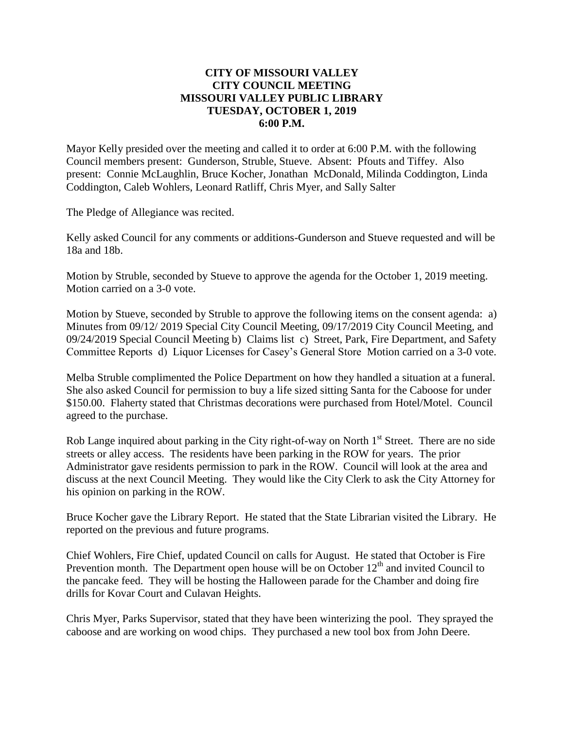# CITY OF MISSOURI VALLEY
# CITY COUNCIL MEETING
# MISSOURI VALLEY PUBLIC LIBRARY
# TUESDAY, OCTOBER 1, 2019
# 6:00 P.M.

Mayor Kelly presided over the meeting and called it to order at 6:00 P.M. with the following Council members present: Gunderson, Struble, Stueve. Absent: Pfouts and Tiffey. Also present: Connie McLaughlin, Bruce Kocher, Jonathan McDonald, Milinda Coddington, Linda Coddington, Caleb Wohlers, Leonard Ratliff, Chris Myer, and Sally Salter

The Pledge of Allegiance was recited.

Kelly asked Council for any comments or additions-Gunderson and Stueve requested and will be 18a and 18b.

Motion by Struble, seconded by Stueve to approve the agenda for the October 1, 2019 meeting. Motion carried on a 3-0 vote.

Motion by Stueve, seconded by Struble to approve the following items on the consent agenda: a) Minutes from 09/12/ 2019 Special City Council Meeting, 09/17/2019 City Council Meeting, and 09/24/2019 Special Council Meeting b) Claims list c) Street, Park, Fire Department, and Safety Committee Reports d) Liquor Licenses for Casey's General Store Motion carried on a 3-0 vote.

Melba Struble complimented the Police Department on how they handled a situation at a funeral. She also asked Council for permission to buy a life sized sitting Santa for the Caboose for under $150.00. Flaherty stated that Christmas decorations were purchased from Hotel/Motel. Council agreed to the purchase.

Rob Lange inquired about parking in the City right-of-way on North 1st Street. There are no side streets or alley access. The residents have been parking in the ROW for years. The prior Administrator gave residents permission to park in the ROW. Council will look at the area and discuss at the next Council Meeting. They would like the City Clerk to ask the City Attorney for his opinion on parking in the ROW.

Bruce Kocher gave the Library Report. He stated that the State Librarian visited the Library. He reported on the previous and future programs.

Chief Wohlers, Fire Chief, updated Council on calls for August. He stated that October is Fire Prevention month. The Department open house will be on October 12th and invited Council to the pancake feed. They will be hosting the Halloween parade for the Chamber and doing fire drills for Kovar Court and Culavan Heights.

Chris Myer, Parks Supervisor, stated that they have been winterizing the pool. They sprayed the caboose and are working on wood chips. They purchased a new tool box from John Deere.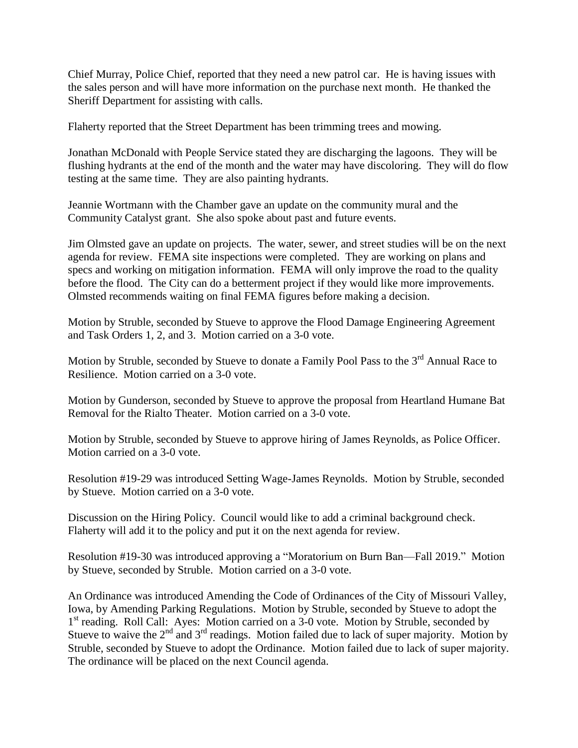Chief Murray, Police Chief, reported that they need a new patrol car. He is having issues with the sales person and will have more information on the purchase next month. He thanked the Sheriff Department for assisting with calls.

Flaherty reported that the Street Department has been trimming trees and mowing.

Jonathan McDonald with People Service stated they are discharging the lagoons. They will be flushing hydrants at the end of the month and the water may have discoloring. They will do flow testing at the same time. They are also painting hydrants.

Jeannie Wortmann with the Chamber gave an update on the community mural and the Community Catalyst grant. She also spoke about past and future events.

Jim Olmsted gave an update on projects. The water, sewer, and street studies will be on the next agenda for review. FEMA site inspections were completed. They are working on plans and specs and working on mitigation information. FEMA will only improve the road to the quality before the flood. The City can do a betterment project if they would like more improvements. Olmsted recommends waiting on final FEMA figures before making a decision.

Motion by Struble, seconded by Stueve to approve the Flood Damage Engineering Agreement and Task Orders 1, 2, and 3. Motion carried on a 3-0 vote.

Motion by Struble, seconded by Stueve to donate a Family Pool Pass to the 3rd Annual Race to Resilience. Motion carried on a 3-0 vote.

Motion by Gunderson, seconded by Stueve to approve the proposal from Heartland Humane Bat Removal for the Rialto Theater. Motion carried on a 3-0 vote.

Motion by Struble, seconded by Stueve to approve hiring of James Reynolds, as Police Officer. Motion carried on a 3-0 vote.

Resolution #19-29 was introduced Setting Wage-James Reynolds. Motion by Struble, seconded by Stueve. Motion carried on a 3-0 vote.

Discussion on the Hiring Policy. Council would like to add a criminal background check. Flaherty will add it to the policy and put it on the next agenda for review.

Resolution #19-30 was introduced approving a "Moratorium on Burn Ban—Fall 2019." Motion by Stueve, seconded by Struble. Motion carried on a 3-0 vote.

An Ordinance was introduced Amending the Code of Ordinances of the City of Missouri Valley, Iowa, by Amending Parking Regulations. Motion by Struble, seconded by Stueve to adopt the 1st reading. Roll Call: Ayes: Motion carried on a 3-0 vote. Motion by Struble, seconded by Stueve to waive the 2nd and 3rd readings. Motion failed due to lack of super majority. Motion by Struble, seconded by Stueve to adopt the Ordinance. Motion failed due to lack of super majority. The ordinance will be placed on the next Council agenda.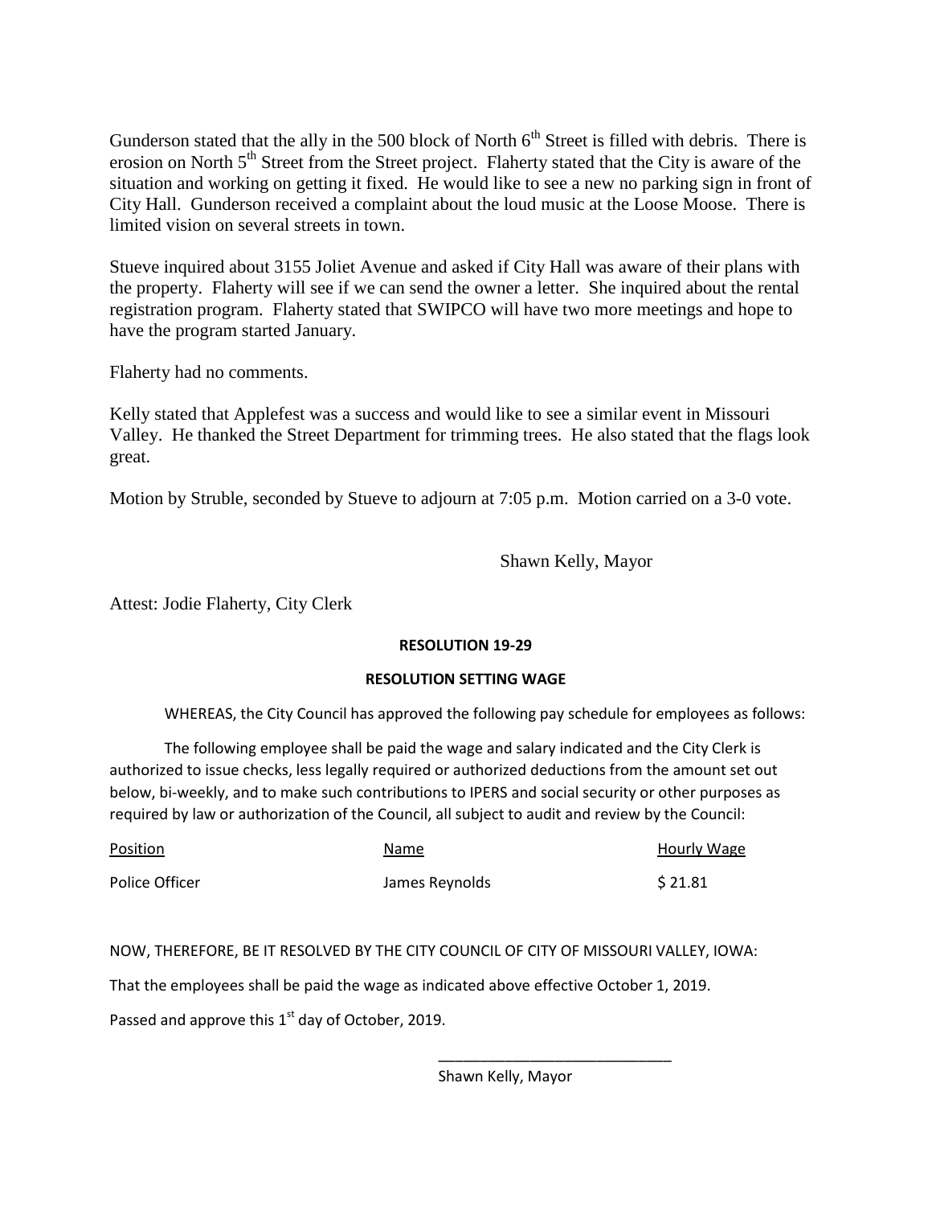Gunderson stated that the ally in the 500 block of North 6th Street is filled with debris. There is erosion on North 5th Street from the Street project. Flaherty stated that the City is aware of the situation and working on getting it fixed. He would like to see a new no parking sign in front of City Hall. Gunderson received a complaint about the loud music at the Loose Moose. There is limited vision on several streets in town.

Stueve inquired about 3155 Joliet Avenue and asked if City Hall was aware of their plans with the property. Flaherty will see if we can send the owner a letter. She inquired about the rental registration program. Flaherty stated that SWIPCO will have two more meetings and hope to have the program started January.

Flaherty had no comments.

Kelly stated that Applefest was a success and would like to see a similar event in Missouri Valley. He thanked the Street Department for trimming trees. He also stated that the flags look great.

Motion by Struble, seconded by Stueve to adjourn at 7:05 p.m. Motion carried on a 3-0 vote.

Shawn Kelly, Mayor

Attest: Jodie Flaherty, City Clerk

**RESOLUTION 19-29**

**RESOLUTION SETTING WAGE**

WHEREAS, the City Council has approved the following pay schedule for employees as follows:

The following employee shall be paid the wage and salary indicated and the City Clerk is authorized to issue checks, less legally required or authorized deductions from the amount set out below, bi-weekly, and to make such contributions to IPERS and social security or other purposes as required by law or authorization of the Council, all subject to audit and review by the Council:

| Position | Name | Hourly Wage |
|---|---|---|
| Police Officer | James Reynolds | $ 21.81 |

NOW, THEREFORE, BE IT RESOLVED BY THE CITY COUNCIL OF CITY OF MISSOURI VALLEY, IOWA:

That the employees shall be paid the wage as indicated above effective October 1, 2019.

Passed and approve this 1st day of October, 2019.

\_\_\_\_\_\_\_\_\_\_\_\_\_\_\_\_\_\_\_\_\_\_\_\_\_\_\_\_

Shawn Kelly, Mayor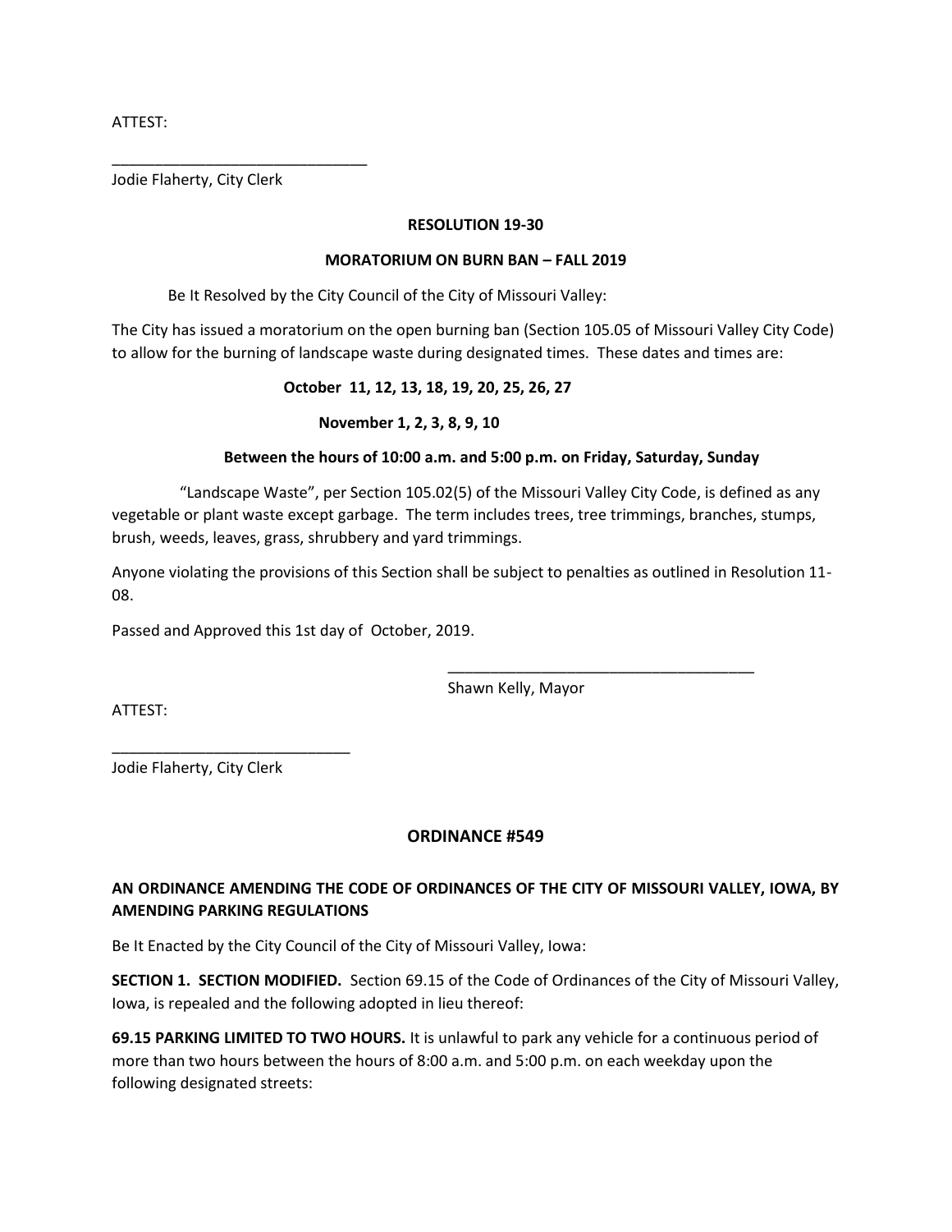ATTEST:

______________________________
Jodie Flaherty, City Clerk

**RESOLUTION 19-30**

**MORATORIUM ON BURN BAN – FALL 2019**

Be It Resolved by the City Council of the City of Missouri Valley:

The City has issued a moratorium on the open burning ban (Section 105.05 of Missouri Valley City Code) to allow for the burning of landscape waste during designated times. These dates and times are:

**October 11, 12, 13, 18, 19, 20, 25, 26, 27**

**November 1, 2, 3, 8, 9, 10**

**Between the hours of 10:00 a.m. and 5:00 p.m. on Friday, Saturday, Sunday**

"Landscape Waste", per Section 105.02(5) of the Missouri Valley City Code, is defined as any vegetable or plant waste except garbage. The term includes trees, tree trimmings, branches, stumps, brush, weeds, leaves, grass, shrubbery and yard trimmings.

Anyone violating the provisions of this Section shall be subject to penalties as outlined in Resolution 11-08.

Passed and Approved this 1st day of October, 2019.

______________________________
Shawn Kelly, Mayor

ATTEST:

______________________________
Jodie Flaherty, City Clerk

## ORDINANCE #549

**AN ORDINANCE AMENDING THE CODE OF ORDINANCES OF THE CITY OF MISSOURI VALLEY, IOWA, BY AMENDING PARKING REGULATIONS**

Be It Enacted by the City Council of the City of Missouri Valley, Iowa:

**SECTION 1. SECTION MODIFIED.** Section 69.15 of the Code of Ordinances of the City of Missouri Valley, Iowa, is repealed and the following adopted in lieu thereof:

**69.15 PARKING LIMITED TO TWO HOURS.** It is unlawful to park any vehicle for a continuous period of more than two hours between the hours of 8:00 a.m. and 5:00 p.m. on each weekday upon the following designated streets: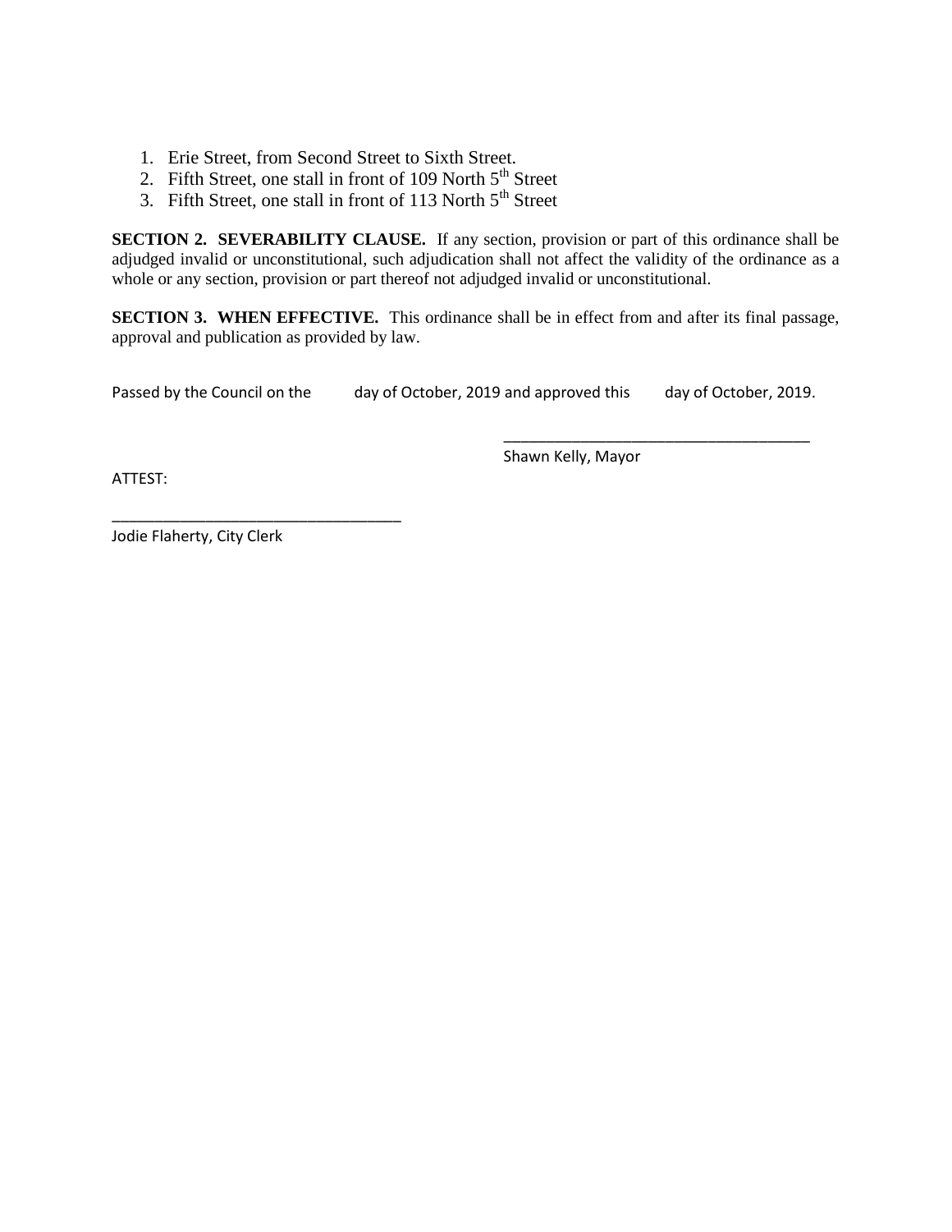1. Erie Street, from Second Street to Sixth Street.
2. Fifth Street, one stall in front of 109 North 5th Street
3. Fifth Street, one stall in front of 113 North 5th Street

**SECTION 2. SEVERABILITY CLAUSE.** If any section, provision or part of this ordinance shall be adjudged invalid or unconstitutional, such adjudication shall not affect the validity of the ordinance as a whole or any section, provision or part thereof not adjudged invalid or unconstitutional.

**SECTION 3. WHEN EFFECTIVE.** This ordinance shall be in effect from and after its final passage, approval and publication as provided by law.

Passed by the Council on the      day of October, 2019 and approved this      day of October, 2019.

____________________________________
Shawn Kelly, Mayor

ATTEST:

__________________________________
Jodie Flaherty, City Clerk